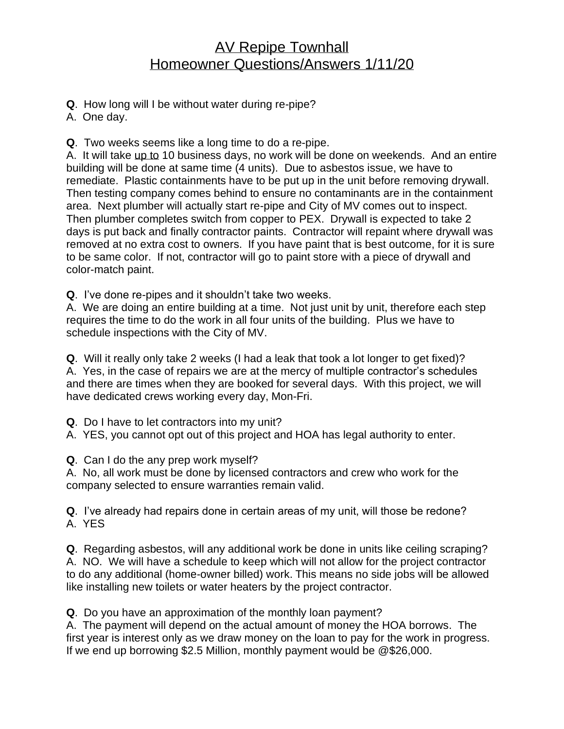# AV Repipe Townhall
## Homeowner Questions/Answers 1/11/20

**Q**. How long will I be without water during re-pipe?
A. One day.

**Q**. Two weeks seems like a long time to do a re-pipe.
A. It will take up to 10 business days, no work will be done on weekends. And an entire building will be done at same time (4 units). Due to asbestos issue, we have to remediate. Plastic containments have to be put up in the unit before removing drywall. Then testing company comes behind to ensure no contaminants are in the containment area. Next plumber will actually start re-pipe and City of MV comes out to inspect. Then plumber completes switch from copper to PEX. Drywall is expected to take 2 days is put back and finally contractor paints. Contractor will repaint where drywall was removed at no extra cost to owners. If you have paint that is best outcome, for it is sure to be same color. If not, contractor will go to paint store with a piece of drywall and color-match paint.

**Q**. I've done re-pipes and it shouldn't take two weeks.
A. We are doing an entire building at a time. Not just unit by unit, therefore each step requires the time to do the work in all four units of the building. Plus we have to schedule inspections with the City of MV.

**Q**. Will it really only take 2 weeks (I had a leak that took a lot longer to get fixed)?
A. Yes, in the case of repairs we are at the mercy of multiple contractor's schedules and there are times when they are booked for several days. With this project, we will have dedicated crews working every day, Mon-Fri.

**Q**. Do I have to let contractors into my unit?
A. YES, you cannot opt out of this project and HOA has legal authority to enter.

**Q**. Can I do the any prep work myself?
A. No, all work must be done by licensed contractors and crew who work for the company selected to ensure warranties remain valid.

**Q**. I've already had repairs done in certain areas of my unit, will those be redone?
A. YES

**Q**. Regarding asbestos, will any additional work be done in units like ceiling scraping?
A. NO. We will have a schedule to keep which will not allow for the project contractor to do any additional (home-owner billed) work. This means no side jobs will be allowed like installing new toilets or water heaters by the project contractor.

**Q**. Do you have an approximation of the monthly loan payment?
A. The payment will depend on the actual amount of money the HOA borrows. The first year is interest only as we draw money on the loan to pay for the work in progress. If we end up borrowing $2.5 Million, monthly payment would be @$26,000.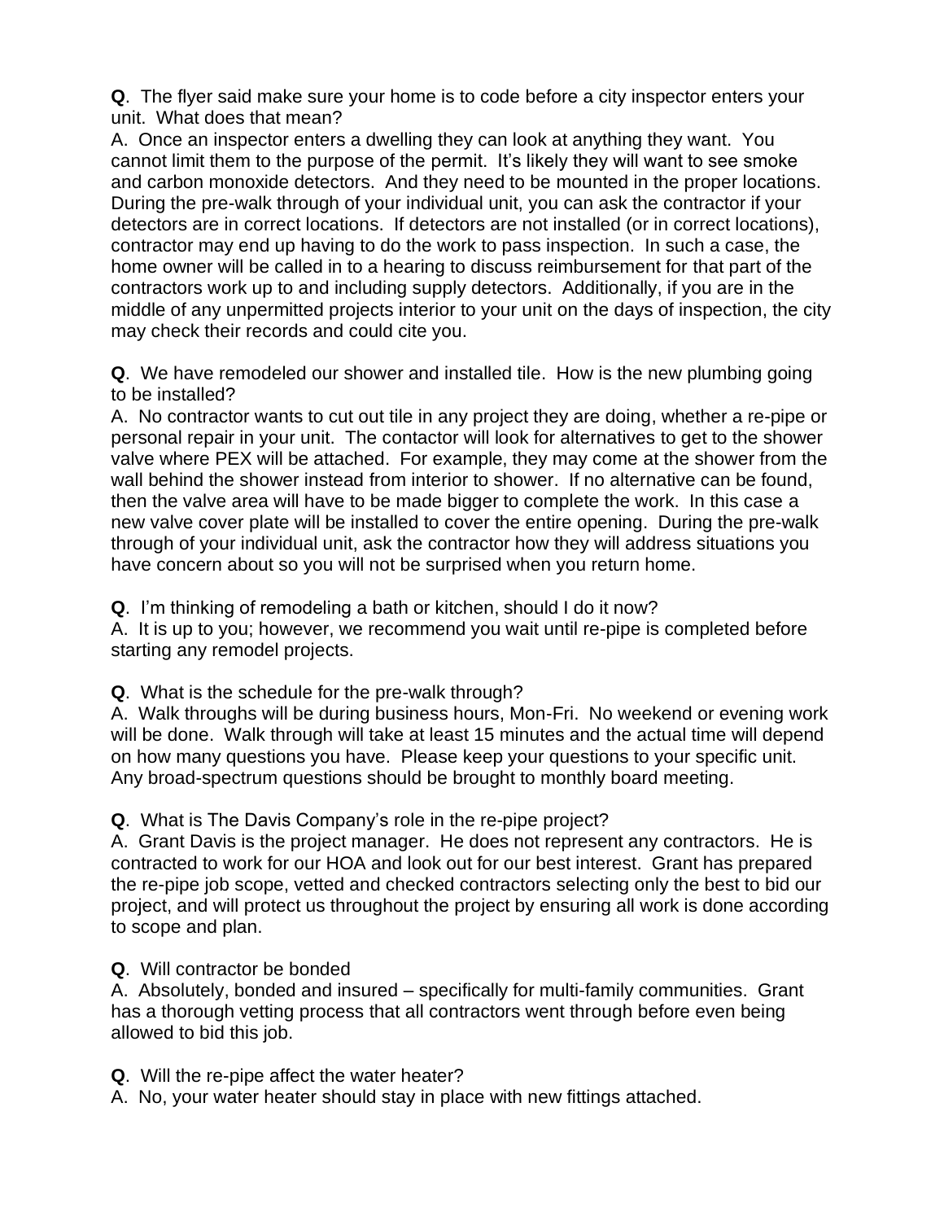**Q**. The flyer said make sure your home is to code before a city inspector enters your unit. What does that mean?

A. Once an inspector enters a dwelling they can look at anything they want. You cannot limit them to the purpose of the permit. It's likely they will want to see smoke and carbon monoxide detectors. And they need to be mounted in the proper locations. During the pre-walk through of your individual unit, you can ask the contractor if your detectors are in correct locations. If detectors are not installed (or in correct locations), contractor may end up having to do the work to pass inspection. In such a case, the home owner will be called in to a hearing to discuss reimbursement for that part of the contractors work up to and including supply detectors. Additionally, if you are in the middle of any unpermitted projects interior to your unit on the days of inspection, the city may check their records and could cite you.

**Q**. We have remodeled our shower and installed tile. How is the new plumbing going to be installed?

A. No contractor wants to cut out tile in any project they are doing, whether a re-pipe or personal repair in your unit. The contactor will look for alternatives to get to the shower valve where PEX will be attached. For example, they may come at the shower from the wall behind the shower instead from interior to shower. If no alternative can be found, then the valve area will have to be made bigger to complete the work. In this case a new valve cover plate will be installed to cover the entire opening. During the pre-walk through of your individual unit, ask the contractor how they will address situations you have concern about so you will not be surprised when you return home.

**Q**. I'm thinking of remodeling a bath or kitchen, should I do it now?

A. It is up to you; however, we recommend you wait until re-pipe is completed before starting any remodel projects.

**Q**. What is the schedule for the pre-walk through?

A. Walk throughs will be during business hours, Mon-Fri. No weekend or evening work will be done. Walk through will take at least 15 minutes and the actual time will depend on how many questions you have. Please keep your questions to your specific unit. Any broad-spectrum questions should be brought to monthly board meeting.

**Q**. What is The Davis Company's role in the re-pipe project?

A. Grant Davis is the project manager. He does not represent any contractors. He is contracted to work for our HOA and look out for our best interest. Grant has prepared the re-pipe job scope, vetted and checked contractors selecting only the best to bid our project, and will protect us throughout the project by ensuring all work is done according to scope and plan.

**Q**. Will contractor be bonded

A. Absolutely, bonded and insured – specifically for multi-family communities. Grant has a thorough vetting process that all contractors went through before even being allowed to bid this job.

**Q**. Will the re-pipe affect the water heater?

A. No, your water heater should stay in place with new fittings attached.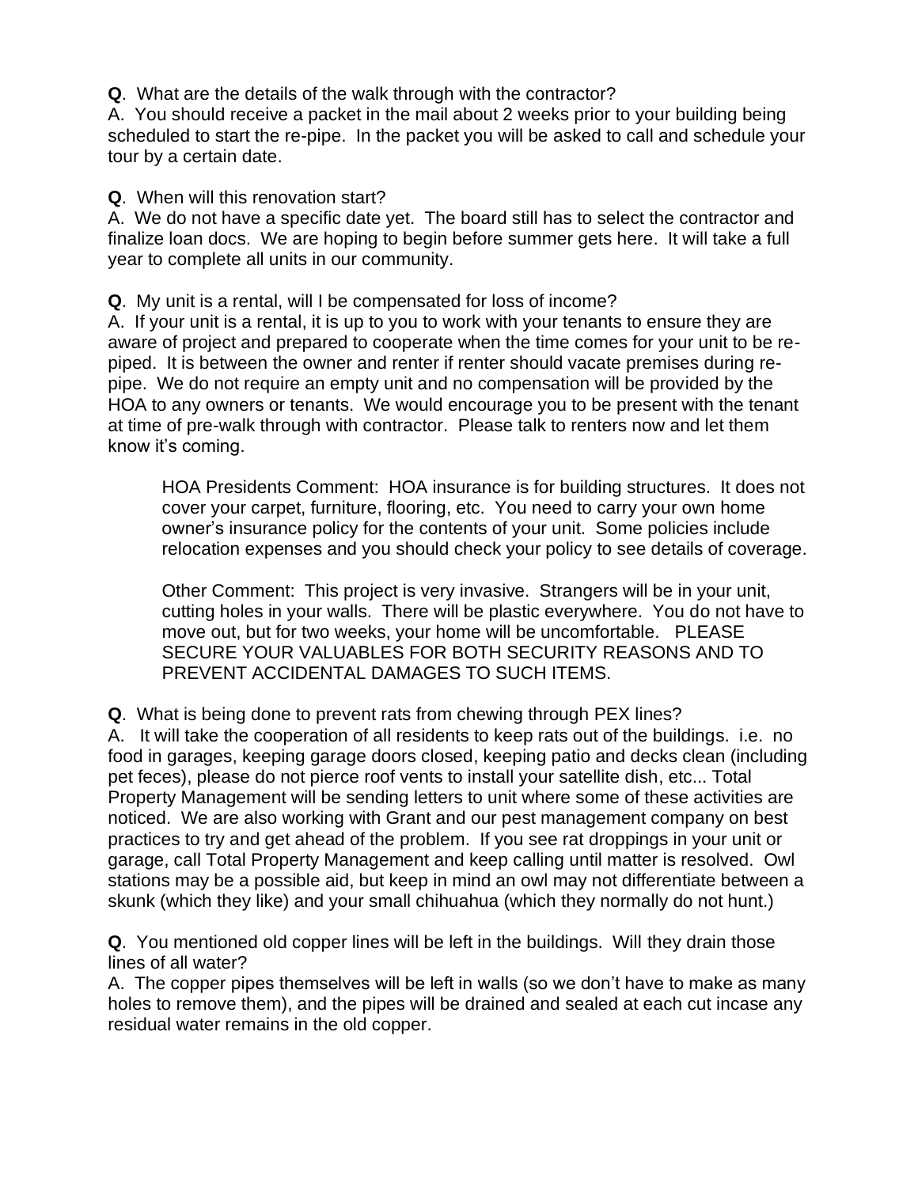**Q**. What are the details of the walk through with the contractor?
A. You should receive a packet in the mail about 2 weeks prior to your building being scheduled to start the re-pipe. In the packet you will be asked to call and schedule your tour by a certain date.

**Q**. When will this renovation start?
A. We do not have a specific date yet. The board still has to select the contractor and finalize loan docs. We are hoping to begin before summer gets here. It will take a full year to complete all units in our community.

**Q**. My unit is a rental, will I be compensated for loss of income?
A. If your unit is a rental, it is up to you to work with your tenants to ensure they are aware of project and prepared to cooperate when the time comes for your unit to be re-piped. It is between the owner and renter if renter should vacate premises during re-pipe. We do not require an empty unit and no compensation will be provided by the HOA to any owners or tenants. We would encourage you to be present with the tenant at time of pre-walk through with contractor. Please talk to renters now and let them know it's coming.

> HOA Presidents Comment: HOA insurance is for building structures. It does not cover your carpet, furniture, flooring, etc. You need to carry your own home owner's insurance policy for the contents of your unit. Some policies include relocation expenses and you should check your policy to see details of coverage.
>
> Other Comment: This project is very invasive. Strangers will be in your unit, cutting holes in your walls. There will be plastic everywhere. You do not have to move out, but for two weeks, your home will be uncomfortable. PLEASE SECURE YOUR VALUABLES FOR BOTH SECURITY REASONS AND TO PREVENT ACCIDENTAL DAMAGES TO SUCH ITEMS.

**Q**. What is being done to prevent rats from chewing through PEX lines?
A. It will take the cooperation of all residents to keep rats out of the buildings. i.e. no food in garages, keeping garage doors closed, keeping patio and decks clean (including pet feces), please do not pierce roof vents to install your satellite dish, etc... Total Property Management will be sending letters to unit where some of these activities are noticed. We are also working with Grant and our pest management company on best practices to try and get ahead of the problem. If you see rat droppings in your unit or garage, call Total Property Management and keep calling until matter is resolved. Owl stations may be a possible aid, but keep in mind an owl may not differentiate between a skunk (which they like) and your small chihuahua (which they normally do not hunt.)

**Q**. You mentioned old copper lines will be left in the buildings. Will they drain those lines of all water?
A. The copper pipes themselves will be left in walls (so we don't have to make as many holes to remove them), and the pipes will be drained and sealed at each cut incase any residual water remains in the old copper.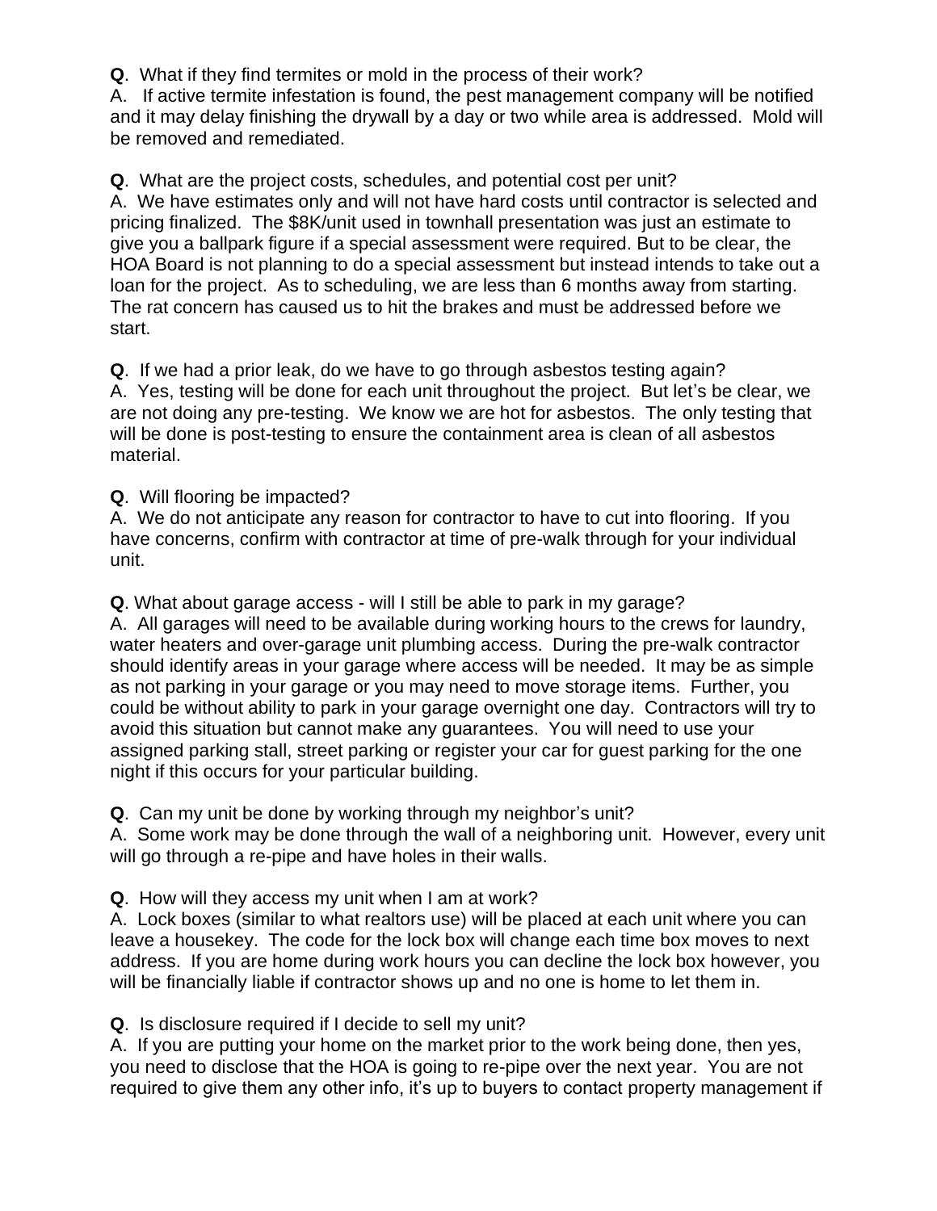**Q**. What if they find termites or mold in the process of their work?
A. If active termite infestation is found, the pest management company will be notified and it may delay finishing the drywall by a day or two while area is addressed. Mold will be removed and remediated.

**Q**. What are the project costs, schedules, and potential cost per unit?
A. We have estimates only and will not have hard costs until contractor is selected and pricing finalized. The $8K/unit used in townhall presentation was just an estimate to give you a ballpark figure if a special assessment were required. But to be clear, the HOA Board is not planning to do a special assessment but instead intends to take out a loan for the project. As to scheduling, we are less than 6 months away from starting. The rat concern has caused us to hit the brakes and must be addressed before we start.

**Q**. If we had a prior leak, do we have to go through asbestos testing again?
A. Yes, testing will be done for each unit throughout the project. But let's be clear, we are not doing any pre-testing. We know we are hot for asbestos. The only testing that will be done is post-testing to ensure the containment area is clean of all asbestos material.

**Q**. Will flooring be impacted?
A. We do not anticipate any reason for contractor to have to cut into flooring. If you have concerns, confirm with contractor at time of pre-walk through for your individual unit.

**Q**. What about garage access - will I still be able to park in my garage?
A. All garages will need to be available during working hours to the crews for laundry, water heaters and over-garage unit plumbing access. During the pre-walk contractor should identify areas in your garage where access will be needed. It may be as simple as not parking in your garage or you may need to move storage items. Further, you could be without ability to park in your garage overnight one day. Contractors will try to avoid this situation but cannot make any guarantees. You will need to use your assigned parking stall, street parking or register your car for guest parking for the one night if this occurs for your particular building.

**Q**. Can my unit be done by working through my neighbor's unit?
A. Some work may be done through the wall of a neighboring unit. However, every unit will go through a re-pipe and have holes in their walls.

**Q**. How will they access my unit when I am at work?
A. Lock boxes (similar to what realtors use) will be placed at each unit where you can leave a housekey. The code for the lock box will change each time box moves to next address. If you are home during work hours you can decline the lock box however, you will be financially liable if contractor shows up and no one is home to let them in.

**Q**. Is disclosure required if I decide to sell my unit?
A. If you are putting your home on the market prior to the work being done, then yes, you need to disclose that the HOA is going to re-pipe over the next year. You are not required to give them any other info, it's up to buyers to contact property management if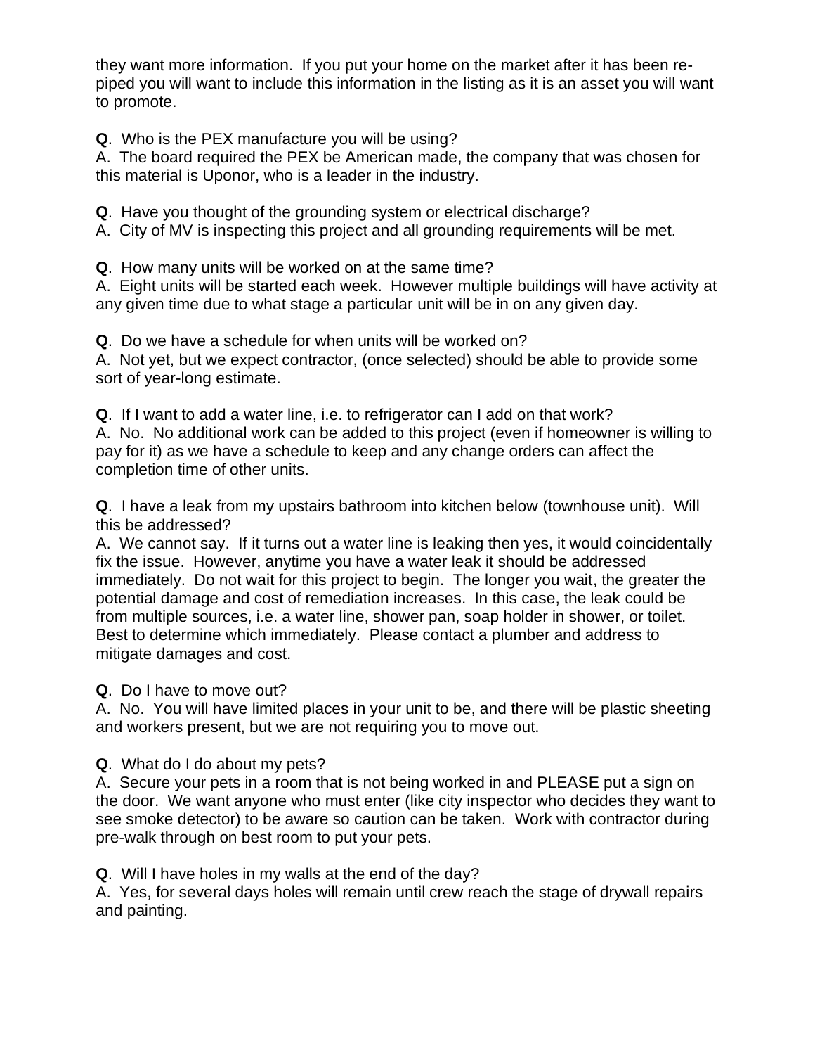they want more information. If you put your home on the market after it has been re-piped you will want to include this information in the listing as it is an asset you will want to promote.

**Q**. Who is the PEX manufacture you will be using?
A. The board required the PEX be American made, the company that was chosen for this material is Uponor, who is a leader in the industry.

**Q**. Have you thought of the grounding system or electrical discharge?
A. City of MV is inspecting this project and all grounding requirements will be met.

**Q**. How many units will be worked on at the same time?
A. Eight units will be started each week. However multiple buildings will have activity at any given time due to what stage a particular unit will be in on any given day.

**Q**. Do we have a schedule for when units will be worked on?
A. Not yet, but we expect contractor, (once selected) should be able to provide some sort of year-long estimate.

**Q**. If I want to add a water line, i.e. to refrigerator can I add on that work?
A. No. No additional work can be added to this project (even if homeowner is willing to pay for it) as we have a schedule to keep and any change orders can affect the completion time of other units.

**Q**. I have a leak from my upstairs bathroom into kitchen below (townhouse unit). Will this be addressed?
A. We cannot say. If it turns out a water line is leaking then yes, it would coincidentally fix the issue. However, anytime you have a water leak it should be addressed immediately. Do not wait for this project to begin. The longer you wait, the greater the potential damage and cost of remediation increases. In this case, the leak could be from multiple sources, i.e. a water line, shower pan, soap holder in shower, or toilet. Best to determine which immediately. Please contact a plumber and address to mitigate damages and cost.

**Q**. Do I have to move out?
A. No. You will have limited places in your unit to be, and there will be plastic sheeting and workers present, but we are not requiring you to move out.

**Q**. What do I do about my pets?
A. Secure your pets in a room that is not being worked in and PLEASE put a sign on the door. We want anyone who must enter (like city inspector who decides they want to see smoke detector) to be aware so caution can be taken. Work with contractor during pre-walk through on best room to put your pets.

**Q**. Will I have holes in my walls at the end of the day?
A. Yes, for several days holes will remain until crew reach the stage of drywall repairs and painting.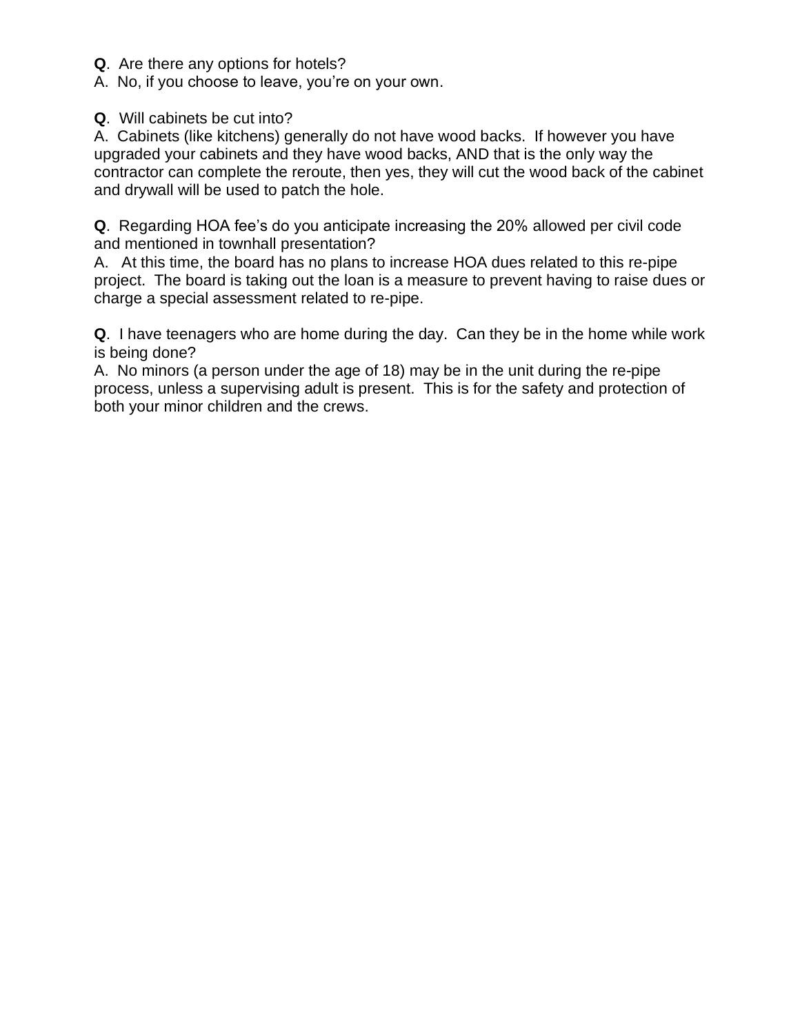**Q**. Are there any options for hotels?
A. No, if you choose to leave, you're on your own.

**Q**. Will cabinets be cut into?
A. Cabinets (like kitchens) generally do not have wood backs. If however you have upgraded your cabinets and they have wood backs, AND that is the only way the contractor can complete the reroute, then yes, they will cut the wood back of the cabinet and drywall will be used to patch the hole.

**Q**. Regarding HOA fee's do you anticipate increasing the 20% allowed per civil code and mentioned in townhall presentation?
A. At this time, the board has no plans to increase HOA dues related to this re-pipe project. The board is taking out the loan is a measure to prevent having to raise dues or charge a special assessment related to re-pipe.

**Q**. I have teenagers who are home during the day. Can they be in the home while work is being done?
A. No minors (a person under the age of 18) may be in the unit during the re-pipe process, unless a supervising adult is present. This is for the safety and protection of both your minor children and the crews.